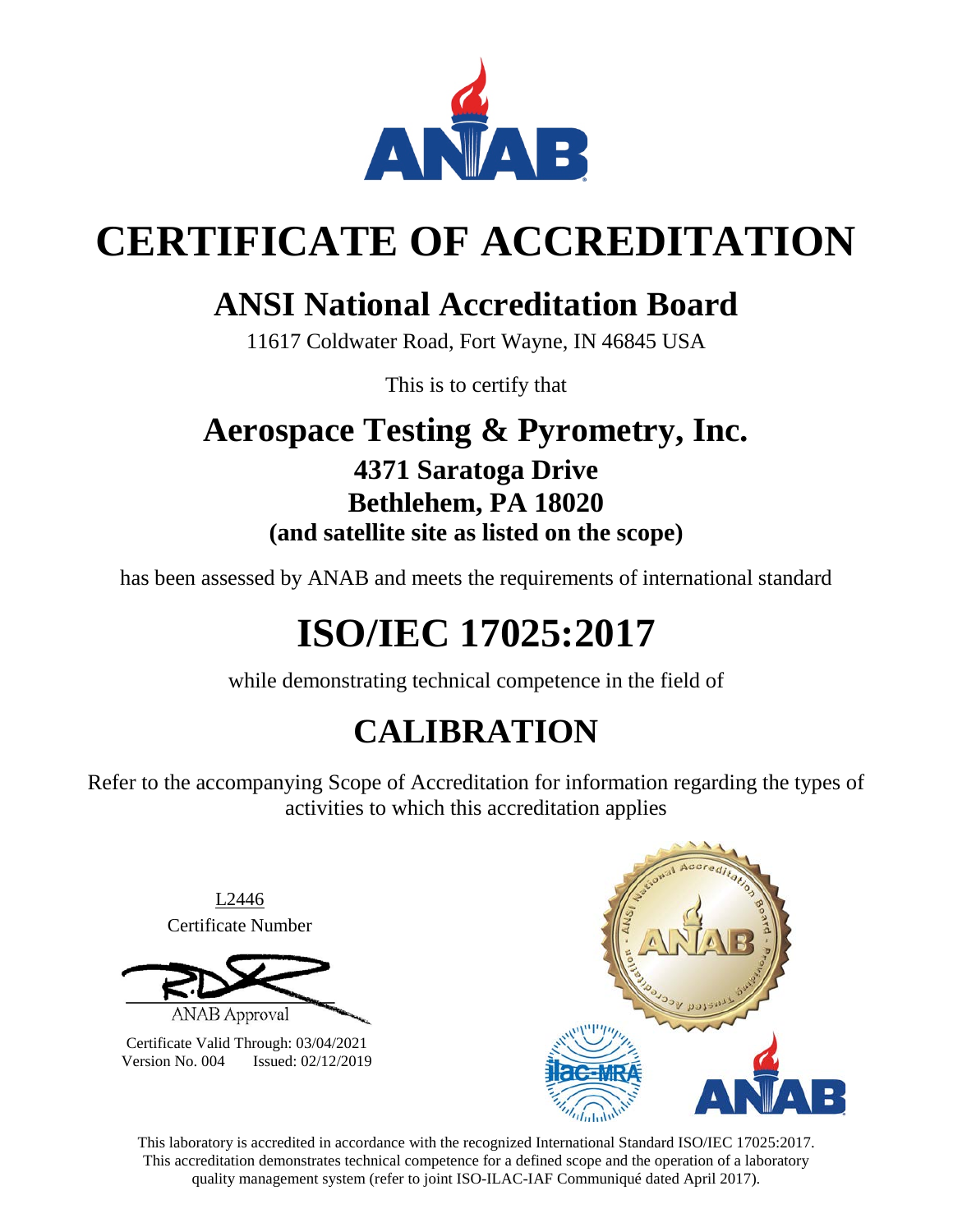# CERTIFICATE OF ACCREDITATION

## ANSI National Accreditation Board

11617 Coldwater Road, Fort Wayne, IN 46845 USA

This is to certify that

## Aerospace Testing & Pyrometry, Inc.

### 4371 Saratoga Drive
### Bethlehem, PA 18020
**(and satellite site as listed on the scope)**

has been assessed by ANAB and meets the requirements of international standard

# ISO/IEC 17025:2017

while demonstrating technical competence in the field of

## CALIBRATION

Refer to the accompanying Scope of Accreditation for information regarding the types of activities to which this accreditation applies

L2446
Certificate Number

ANAB Approval

Certificate Valid Through: 03/04/2021
Version No. 004 Issued: 02/12/2019

This laboratory is accredited in accordance with the recognized International Standard ISO/IEC 17025:2017. This accreditation demonstrates technical competence for a defined scope and the operation of a laboratory quality management system (refer to joint ISO-ILAC-IAF Communiqué dated April 2017).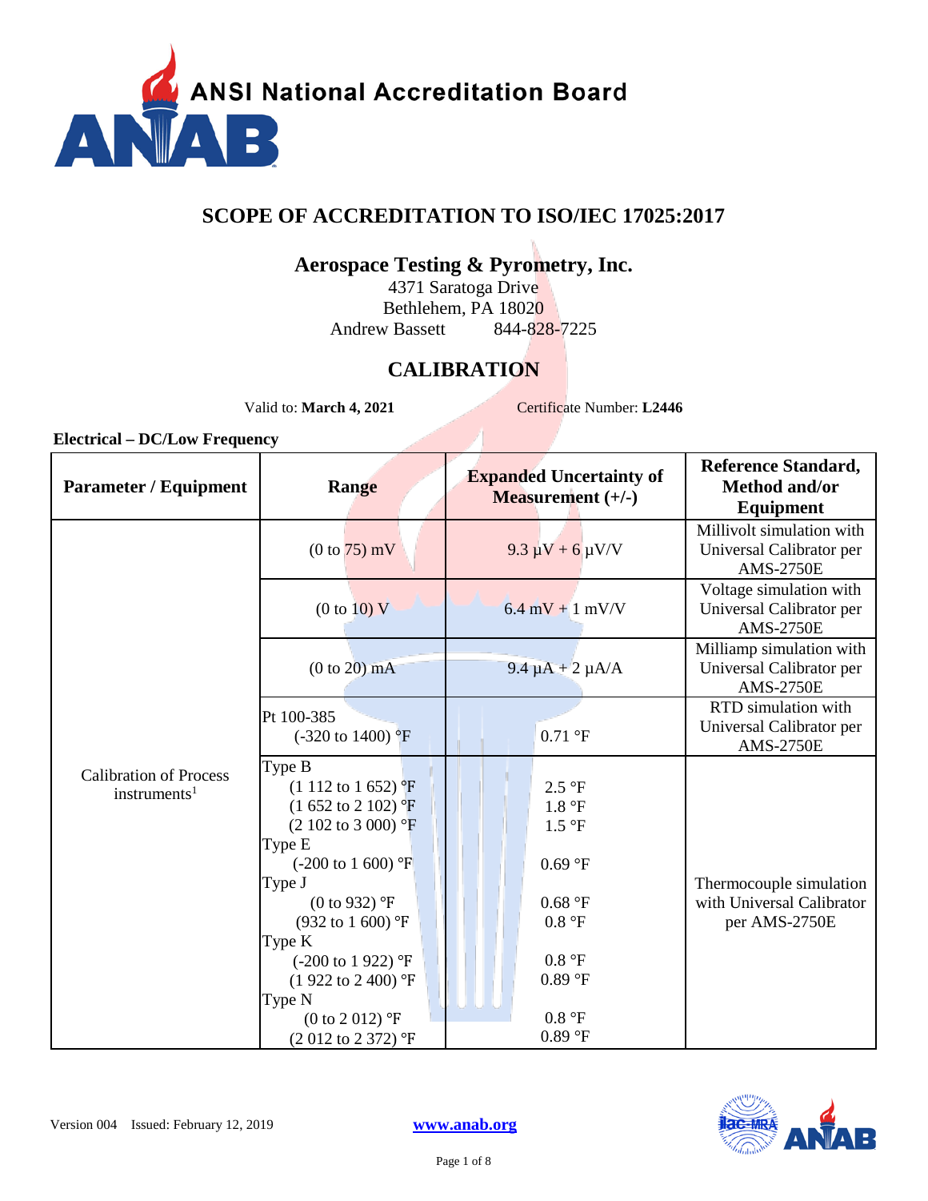ANSI National Accreditation Board

# SCOPE OF ACCREDITATION TO ISO/IEC 17025:2017

## Aerospace Testing & Pyrometry, Inc.

4371 Saratoga Drive
Bethlehem, PA 18020
Andrew Bassett 844-828-7225

## CALIBRATION

Valid to: **March 4, 2021** Certificate Number: **L2446**

### Electrical – DC/Low Frequency

| Parameter / Equipment | Range | Expanded Uncertainty of Measurement (+/-) | Reference Standard, Method and/or Equipment |
|---|---|---|---|
| Calibration of Process instruments[1] | (0 to 75) mV | 9.3 µV + 6 µV/V | Millivolt simulation with Universal Calibrator per AMS-2750E |
| | (0 to 10) V | 6.4 mV + 1 mV/V | Voltage simulation with Universal Calibrator per AMS-2750E |
| | (0 to 20) mA | 9.4 µA + 2 µA/A | Milliamp simulation with Universal Calibrator per AMS-2750E |
| | Pt 100-385 (-320 to 1400) °F | 0.71 °F | RTD simulation with Universal Calibrator per AMS-2750E |
| | Type B | | Thermocouple simulation with Universal Calibrator per AMS-2750E |
| | (1 112 to 1 652) °F | 2.5 °F | |
| | (1 652 to 2 102) °F | 1.8 °F | |
| | (2 102 to 3 000) °F | 1.5 °F | |
| | Type E | | |
| | (-200 to 1 600) °F | 0.69 °F | |
| | Type J | | |
| | (0 to 932) °F | 0.68 °F | |
| | (932 to 1 600) °F | 0.8 °F | |
| | Type K | | |
| | (-200 to 1 922) °F | 0.8 °F | |
| | (1 922 to 2 400) °F | 0.89 °F | |
| | Type N | | |
| | (0 to 2 012) °F | 0.8 °F | |
| | (2 012 to 2 372) °F | 0.89 °F | |

Version 004 Issued: February 12, 2019 www.anab.org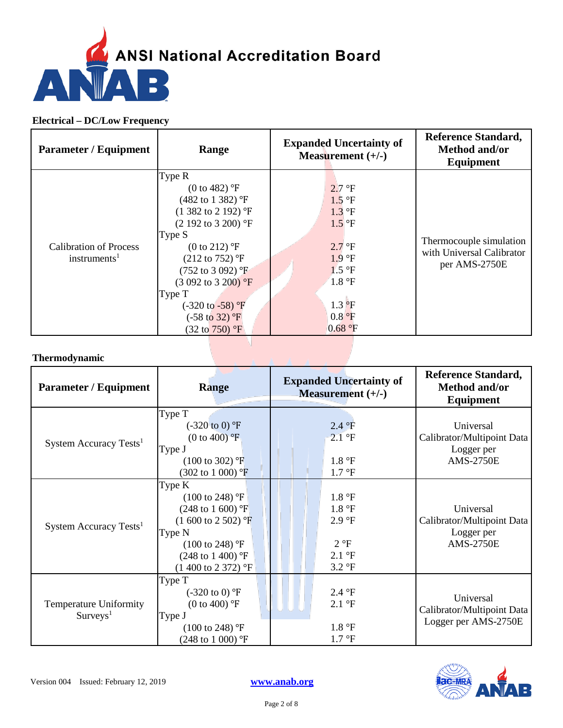### Electrical – DC/Low Frequency

| Parameter / Equipment | Range | Expanded Uncertainty of Measurement (+/-) | Reference Standard, Method and/or Equipment |
|---|---|---|---|
| Calibration of Process instruments[1] | Type R | | Thermocouple simulation with Universal Calibrator per AMS-2750E |
| | (0 to 482) °F | 2.7 °F | |
| | (482 to 1 382) °F | 1.5 °F | |
| | (1 382 to 2 192) °F | 1.3 °F | |
| | (2 192 to 3 200) °F | 1.5 °F | |
| | Type S | | |
| | (0 to 212) °F | 2.7 °F | |
| | (212 to 752) °F | 1.9 °F | |
| | (752 to 3 092) °F | 1.5 °F | |
| | (3 092 to 3 200) °F | 1.8 °F | |
| | Type T | | |
| | (-320 to -58) °F | 1.3 °F | |
| | (-58 to 32) °F | 0.8 °F | |
| | (32 to 750) °F | 0.68 °F | |

### Thermodynamic

| Parameter / Equipment | Range | Expanded Uncertainty of Measurement (+/-) | Reference Standard, Method and/or Equipment |
|---|---|---|---|
| System Accuracy Tests[1] | Type T | | Universal Calibrator/Multipoint Data Logger per AMS-2750E |
| | (-320 to 0) °F | 2.4 °F | |
| | (0 to 400) °F | 2.1 °F | |
| | Type J | | |
| | (100 to 302) °F | 1.8 °F | |
| | (302 to 1 000) °F | 1.7 °F | |
| System Accuracy Tests[1] | Type K | | Universal Calibrator/Multipoint Data Logger per AMS-2750E |
| | (100 to 248) °F | 1.8 °F | |
| | (248 to 1 600) °F | 1.8 °F | |
| | (1 600 to 2 502) °F | 2.9 °F | |
| | Type N | | |
| | (100 to 248) °F | 2 °F | |
| | (248 to 1 400) °F | 2.1 °F | |
| | (1 400 to 2 372) °F | 3.2 °F | |
| Temperature Uniformity Surveys[1] | Type T | | Universal Calibrator/Multipoint Data Logger per AMS-2750E |
| | (-320 to 0) °F | 2.4 °F | |
| | (0 to 400) °F | 2.1 °F | |
| | Type J | | |
| | (100 to 248) °F | 1.8 °F | |
| | (248 to 1 000) °F | 1.7 °F | |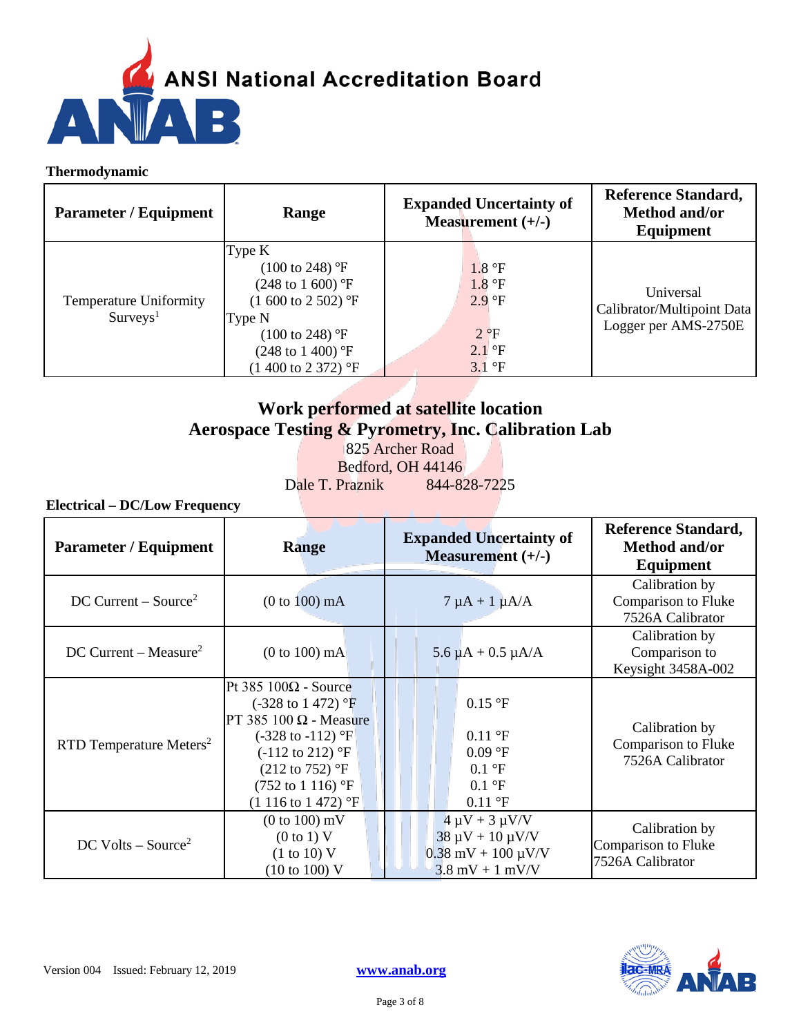**Thermodynamic**

| Parameter / Equipment | Range | Expanded Uncertainty of Measurement (+/-) | Reference Standard, Method and/or Equipment |
|---|---|---|---|
| Temperature Uniformity Surveys[1] | Type K<br>(100 to 248) °F<br>(248 to 1 600) °F<br>(1 600 to 2 502) °F<br>Type N<br>(100 to 248) °F<br>(248 to 1 400) °F<br>(1 400 to 2 372) °F | <br>1.8 °F<br>1.8 °F<br>2.9 °F<br><br>2 °F<br>2.1 °F<br>3.1 °F | Universal Calibrator/Multipoint Data Logger per AMS-2750E |

## Work performed at satellite location
## Aerospace Testing & Pyrometry, Inc. Calibration Lab

825 Archer Road
Bedford, OH 44146
Dale T. Praznik 844-828-7225

**Electrical – DC/Low Frequency**

| Parameter / Equipment | Range | Expanded Uncertainty of Measurement (+/-) | Reference Standard, Method and/or Equipment |
|---|---|---|---|
| DC Current – Source[2] | (0 to 100) mA | 7 µA + 1 µA/A | Calibration by Comparison to Fluke 7526A Calibrator |
| DC Current – Measure[2] | (0 to 100) mA | 5.6 µA + 0.5 µA/A | Calibration by Comparison to Keysight 3458A-002 |
| RTD Temperature Meters[2] | Pt 385 100Ω - Source<br>(-328 to 1 472) °F<br>PT 385 100 Ω - Measure<br>(-328 to -112) °F<br>(-112 to 212) °F<br>(212 to 752) °F<br>(752 to 1 116) °F<br>(1 116 to 1 472) °F | <br>0.15 °F<br><br>0.11 °F<br>0.09 °F<br>0.1 °F<br>0.1 °F<br>0.11 °F | Calibration by Comparison to Fluke 7526A Calibrator |
| DC Volts – Source[2] | (0 to 100) mV<br>(0 to 1) V<br>(1 to 10) V<br>(10 to 100) V | 4 µV + 3 µV/V<br>38 µV + 10 µV/V<br>0.38 mV + 100 µV/V<br>3.8 mV + 1 mV/V | Calibration by Comparison to Fluke 7526A Calibrator |

Version 004 Issued: February 12, 2019 www.anab.org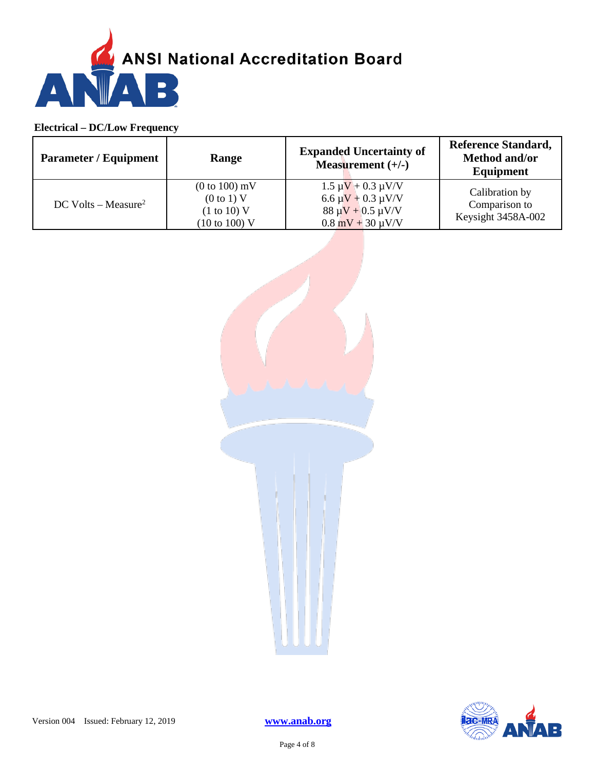**Electrical – DC/Low Frequency**

| Parameter / Equipment | Range | Expanded Uncertainty of Measurement (+/-) | Reference Standard, Method and/or Equipment |
|---|---|---|---|
| DC Volts – Measure[2] | (0 to 100) mV<br>(0 to 1) V<br>(1 to 10) V<br>(10 to 100) V | 1.5 µV + 0.3 µV/V<br>6.6 µV + 0.3 µV/V<br>88 µV + 0.5 µV/V<br>0.8 mV + 30 µV/V | Calibration by Comparison to Keysight 3458A-002 |

Version 004 Issued: February 12, 2019

www.anab.org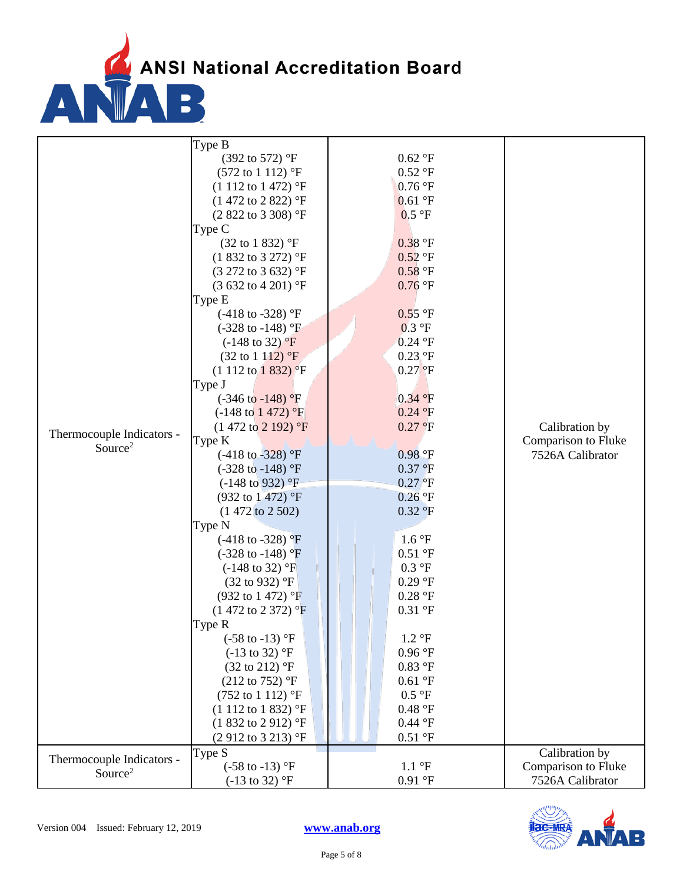| | | | |
|---|---|---|---|
| Thermocouple Indicators - Source[2] | Type B | | Calibration by Comparison to Fluke 7526A Calibrator |
| | (392 to 572) °F | 0.62 °F | |
| | (572 to 1 112) °F | 0.52 °F | |
| | (1 112 to 1 472) °F | 0.76 °F | |
| | (1 472 to 2 822) °F | 0.61 °F | |
| | (2 822 to 3 308) °F | 0.5 °F | |
| | Type C | | |
| | (32 to 1 832) °F | 0.38 °F | |
| | (1 832 to 3 272) °F | 0.52 °F | |
| | (3 272 to 3 632) °F | 0.58 °F | |
| | (3 632 to 4 201) °F | 0.76 °F | |
| | Type E | | |
| | (-418 to -328) °F | 0.55 °F | |
| | (-328 to -148) °F | 0.3 °F | |
| | (-148 to 32) °F | 0.24 °F | |
| | (32 to 1 112) °F | 0.23 °F | |
| | (1 112 to 1 832) °F | 0.27 °F | |
| | Type J | | |
| | (-346 to -148) °F | 0.34 °F | |
| | (-148 to 1 472) °F | 0.24 °F | |
| | (1 472 to 2 192) °F | 0.27 °F | |
| | Type K | | |
| | (-418 to -328) °F | 0.98 °F | |
| | (-328 to -148) °F | 0.37 °F | |
| | (-148 to 932) °F | 0.27 °F | |
| | (932 to 1 472) °F | 0.26 °F | |
| | (1 472 to 2 502) | 0.32 °F | |
| | Type N | | |
| | (-418 to -328) °F | 1.6 °F | |
| | (-328 to -148) °F | 0.51 °F | |
| | (-148 to 32) °F | 0.3 °F | |
| | (32 to 932) °F | 0.29 °F | |
| | (932 to 1 472) °F | 0.28 °F | |
| | (1 472 to 2 372) °F | 0.31 °F | |
| | Type R | | |
| | (-58 to -13) °F | 1.2 °F | |
| | (-13 to 32) °F | 0.96 °F | |
| | (32 to 212) °F | 0.83 °F | |
| | (212 to 752) °F | 0.61 °F | |
| | (752 to 1 112) °F | 0.5 °F | |
| | (1 112 to 1 832) °F | 0.48 °F | |
| | (1 832 to 2 912) °F | 0.44 °F | |
| | (2 912 to 3 213) °F | 0.51 °F | |
| Thermocouple Indicators - Source[2] | Type S | | Calibration by Comparison to Fluke 7526A Calibrator |
| | (-58 to -13) °F | 1.1 °F | |
| | (-13 to 32) °F | 0.91 °F | |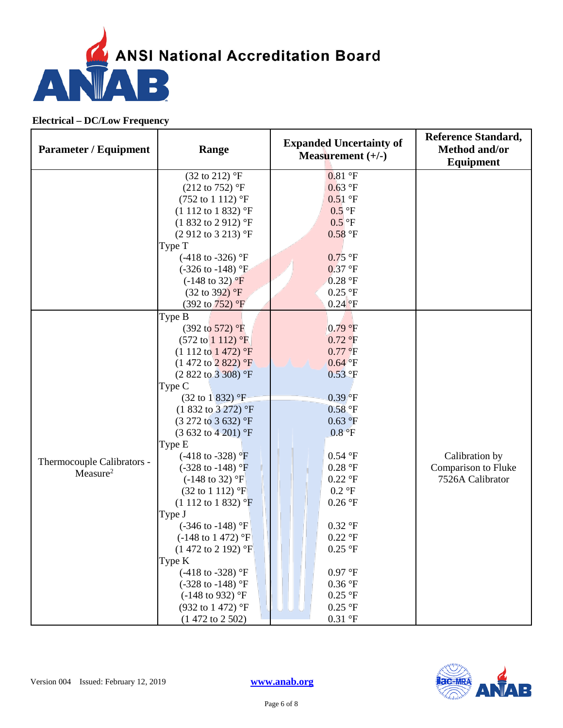## Electrical – DC/Low Frequency

| Parameter / Equipment | Range | Expanded Uncertainty of Measurement (+/-) | Reference Standard, Method and/or Equipment |
|---|---|---|---|
| | (32 to 212) °F<br>(212 to 752) °F<br>(752 to 1 112) °F<br>(1 112 to 1 832) °F<br>(1 832 to 2 912) °F<br>(2 912 to 3 213) °F<br>Type T<br>(-418 to -326) °F<br>(-326 to -148) °F<br>(-148 to 32) °F<br>(32 to 392) °F<br>(392 to 752) °F | 0.81 °F<br>0.63 °F<br>0.51 °F<br>0.5 °F<br>0.5 °F<br>0.58 °F<br><br>0.75 °F<br>0.37 °F<br>0.28 °F<br>0.25 °F<br>0.24 °F | |
| Thermocouple Calibrators - Measure[2] | Type B<br>(392 to 572) °F<br>(572 to 1 112) °F<br>(1 112 to 1 472) °F<br>(1 472 to 2 822) °F<br>(2 822 to 3 308) °F<br>Type C<br>(32 to 1 832) °F<br>(1 832 to 3 272) °F<br>(3 272 to 3 632) °F<br>(3 632 to 4 201) °F<br>Type E<br>(-418 to -328) °F<br>(-328 to -148) °F<br>(-148 to 32) °F<br>(32 to 1 112) °F<br>(1 112 to 1 832) °F<br>Type J<br>(-346 to -148) °F<br>(-148 to 1 472) °F<br>(1 472 to 2 192) °F<br>Type K<br>(-418 to -328) °F<br>(-328 to -148) °F<br>(-148 to 932) °F<br>(932 to 1 472) °F<br>(1 472 to 2 502) | <br>0.79 °F<br>0.72 °F<br>0.77 °F<br>0.64 °F<br>0.53 °F<br><br>0.39 °F<br>0.58 °F<br>0.63 °F<br>0.8 °F<br><br>0.54 °F<br>0.28 °F<br>0.22 °F<br>0.2 °F<br>0.26 °F<br><br>0.32 °F<br>0.22 °F<br>0.25 °F<br><br>0.97 °F<br>0.36 °F<br>0.25 °F<br>0.25 °F<br>0.31 °F | Calibration by Comparison to Fluke 7526A Calibrator |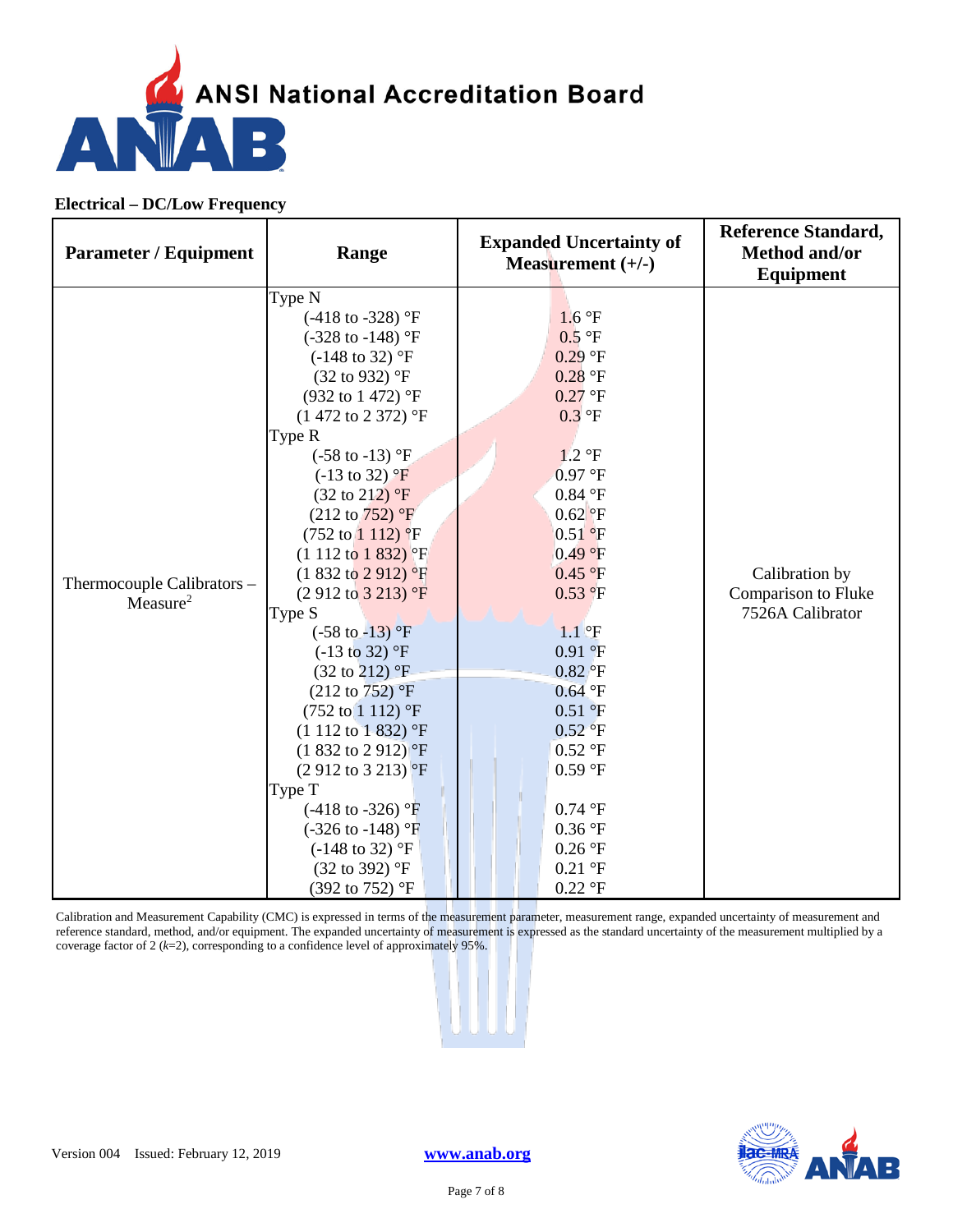### Electrical – DC/Low Frequency

| Parameter / Equipment | Range | Expanded Uncertainty of Measurement (+/-) | Reference Standard, Method and/or Equipment |
|---|---|---|---|
| Thermocouple Calibrators – Measure[2] | Type N | | Calibration by Comparison to Fluke 7526A Calibrator |
| | (-418 to -328) °F | 1.6 °F | |
| | (-328 to -148) °F | 0.5 °F | |
| | (-148 to 32) °F | 0.29 °F | |
| | (32 to 932) °F | 0.28 °F | |
| | (932 to 1 472) °F | 0.27 °F | |
| | (1 472 to 2 372) °F | 0.3 °F | |
| | Type R | | |
| | (-58 to -13) °F | 1.2 °F | |
| | (-13 to 32) °F | 0.97 °F | |
| | (32 to 212) °F | 0.84 °F | |
| | (212 to 752) °F | 0.62 °F | |
| | (752 to 1 112) °F | 0.51 °F | |
| | (1 112 to 1 832) °F | 0.49 °F | |
| | (1 832 to 2 912) °F | 0.45 °F | |
| | (2 912 to 3 213) °F | 0.53 °F | |
| | Type S | | |
| | (-58 to -13) °F | 1.1 °F | |
| | (-13 to 32) °F | 0.91 °F | |
| | (32 to 212) °F | 0.82 °F | |
| | (212 to 752) °F | 0.64 °F | |
| | (752 to 1 112) °F | 0.51 °F | |
| | (1 112 to 1 832) °F | 0.52 °F | |
| | (1 832 to 2 912) °F | 0.52 °F | |
| | (2 912 to 3 213) °F | 0.59 °F | |
| | Type T | | |
| | (-418 to -326) °F | 0.74 °F | |
| | (-326 to -148) °F | 0.36 °F | |
| | (-148 to 32) °F | 0.26 °F | |
| | (32 to 392) °F | 0.21 °F | |
| | (392 to 752) °F | 0.22 °F | |

Calibration and Measurement Capability (CMC) is expressed in terms of the measurement parameter, measurement range, expanded uncertainty of measurement and reference standard, method, and/or equipment. The expanded uncertainty of measurement is expressed as the standard uncertainty of the measurement multiplied by a coverage factor of 2 ($k$=2), corresponding to a confidence level of approximately 95%.

Version 004 Issued: February 12, 2019 www.anab.org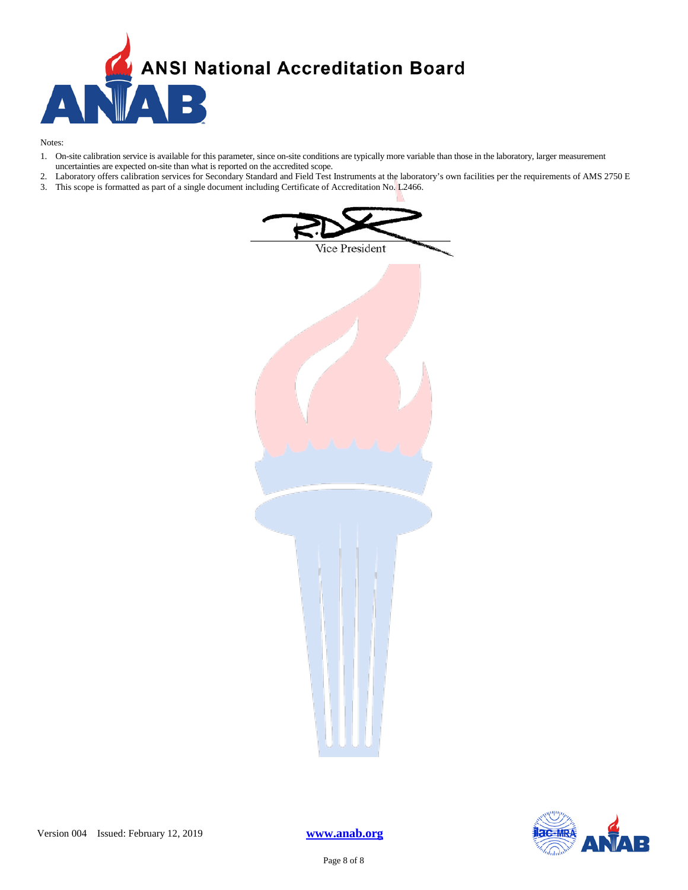Notes:

1. On-site calibration service is available for this parameter, since on-site conditions are typically more variable than those in the laboratory, larger measurement uncertainties are expected on-site than what is reported on the accredited scope.
2. Laboratory offers calibration services for Secondary Standard and Field Test Instruments at the laboratory's own facilities per the requirements of AMS 2750 E
3. This scope is formatted as part of a single document including Certificate of Accreditation No. L2466.

Vice President